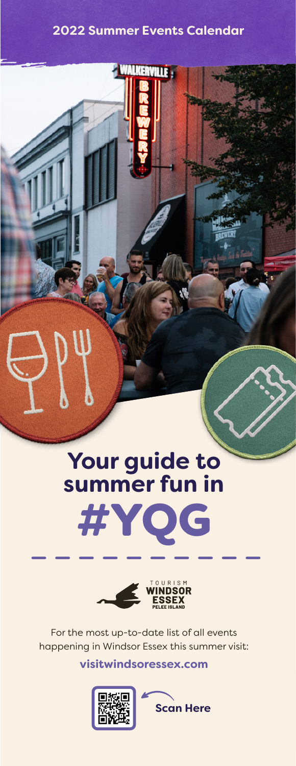**2022 Summer Events Calendar**

# Your guide to summer fun in #YQG

TOURISM WINDSOR ESSEX PELEE ISLAND

For the most up-to-date list of all events happening in Windsor Essex this summer visit:

**visitwindsoressex.com**

**Scan Here**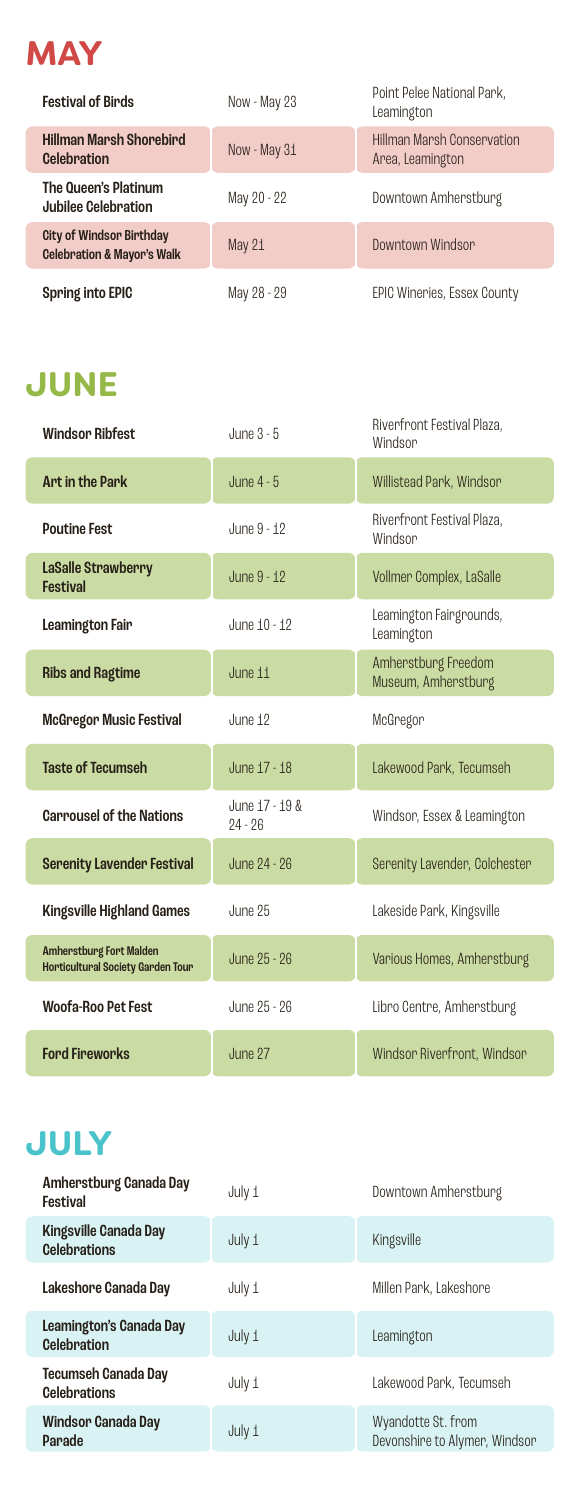# MAY

| Event | Date | Location |
| --- | --- | --- |
| **Festival of Birds** | Now - May 23 | Point Pelee National Park, Leamington |
| **Hillman Marsh Shorebird Celebration** | Now - May 31 | Hillman Marsh Conservation Area, Leamington |
| **The Queen's Platinum Jubilee Celebration** | May 20 - 22 | Downtown Amherstburg |
| **City of Windsor Birthday Celebration & Mayor's Walk** | May 21 | Downtown Windsor |
| **Spring into EPIC** | May 28 - 29 | EPIC Wineries, Essex County |

# JUNE

| Event | Date | Location |
| --- | --- | --- |
| **Windsor Ribfest** | June 3 - 5 | Riverfront Festival Plaza, Windsor |
| **Art in the Park** | June 4 - 5 | Willistead Park, Windsor |
| **Poutine Fest** | June 9 - 12 | Riverfront Festival Plaza, Windsor |
| **LaSalle Strawberry Festival** | June 9 - 12 | Vollmer Complex, LaSalle |
| **Leamington Fair** | June 10 - 12 | Leamington Fairgrounds, Leamington |
| **Ribs and Ragtime** | June 11 | Amherstburg Freedom Museum, Amherstburg |
| **McGregor Music Festival** | June 12 | McGregor |
| **Taste of Tecumseh** | June 17 - 18 | Lakewood Park, Tecumseh |
| **Carrousel of the Nations** | June 17 - 19 & 24 - 26 | Windsor, Essex & Leamington |
| **Serenity Lavender Festival** | June 24 - 26 | Serenity Lavender, Colchester |
| **Kingsville Highland Games** | June 25 | Lakeside Park, Kingsville |
| **Amherstburg Fort Malden Horticultural Society Garden Tour** | June 25 - 26 | Various Homes, Amherstburg |
| **Woofa-Roo Pet Fest** | June 25 - 26 | Libro Centre, Amherstburg |
| **Ford Fireworks** | June 27 | Windsor Riverfront, Windsor |

# JULY

| Event | Date | Location |
| --- | --- | --- |
| **Amherstburg Canada Day Festival** | July 1 | Downtown Amherstburg |
| **Kingsville Canada Day Celebrations** | July 1 | Kingsville |
| **Lakeshore Canada Day** | July 1 | Millen Park, Lakeshore |
| **Leamington's Canada Day Celebration** | July 1 | Leamington |
| **Tecumseh Canada Day Celebrations** | July 1 | Lakewood Park, Tecumseh |
| **Windsor Canada Day Parade** | July 1 | Wyandotte St. from Devonshire to Alymer, Windsor |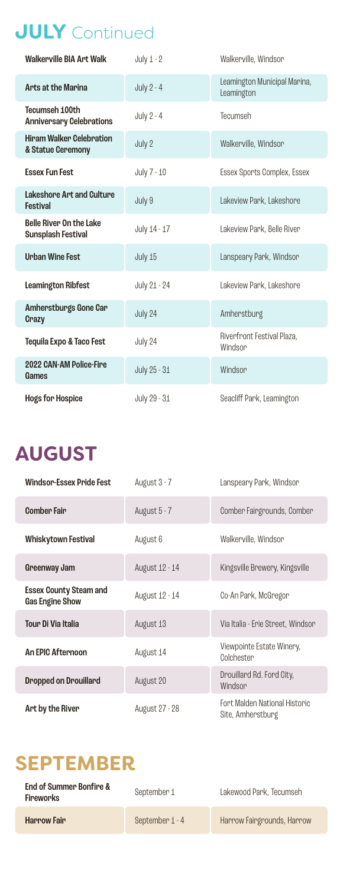# JULY Continued

| Event | Date | Location |
| --- | --- | --- |
| **Walkerville BIA Art Walk** | July 1 - 2 | Walkerville, Windsor |
| **Arts at the Marina** | July 2 - 4 | Leamington Municipal Marina, Leamington |
| **Tecumseh 100th Anniversary Celebrations** | July 2 - 4 | Tecumseh |
| **Hiram Walker Celebration & Statue Ceremony** | July 2 | Walkerville, Windsor |
| **Essex Fun Fest** | July 7 - 10 | Essex Sports Complex, Essex |
| **Lakeshore Art and Culture Festival** | July 9 | Lakeview Park, Lakeshore |
| **Belle River On the Lake Sunsplash Festival** | July 14 - 17 | Lakeview Park, Belle River |
| **Urban Wine Fest** | July 15 | Lanspeary Park, Windsor |
| **Leamington Ribfest** | July 21 - 24 | Lakeview Park, Lakeshore |
| **Amherstburgs Gone Car Crazy** | July 24 | Amherstburg |
| **Tequila Expo & Taco Fest** | July 24 | Riverfront Festival Plaza, Windsor |
| **2022 CAN-AM Police-Fire Games** | July 25 - 31 | Windsor |
| **Hogs for Hospice** | July 29 - 31 | Seacliff Park, Leamington |

# AUGUST

| Event | Date | Location |
| --- | --- | --- |
| **Windsor-Essex Pride Fest** | August 3 - 7 | Lanspeary Park, Windsor |
| **Comber Fair** | August 5 - 7 | Comber Fairgrounds, Comber |
| **Whiskytown Festival** | August 6 | Walkerville, Windsor |
| **Greenway Jam** | August 12 - 14 | Kingsville Brewery, Kingsville |
| **Essex County Steam and Gas Engine Show** | August 12 - 14 | Co-An Park, McGregor |
| **Tour Di Via Italia** | August 13 | Via Italia - Erie Street, Windsor |
| **An EPIC Afternoon** | August 14 | Viewpointe Estate Winery, Colchester |
| **Dropped on Drouillard** | August 20 | Drouillard Rd. Ford City, Windsor |
| **Art by the River** | August 27 - 28 | Fort Malden National Historic Site, Amherstburg |

# SEPTEMBER

| Event | Date | Location |
| --- | --- | --- |
| **End of Summer Bonfire & Fireworks** | September 1 | Lakewood Park, Tecumseh |
| **Harrow Fair** | September 1 - 4 | Harrow Fairgrounds, Harrow |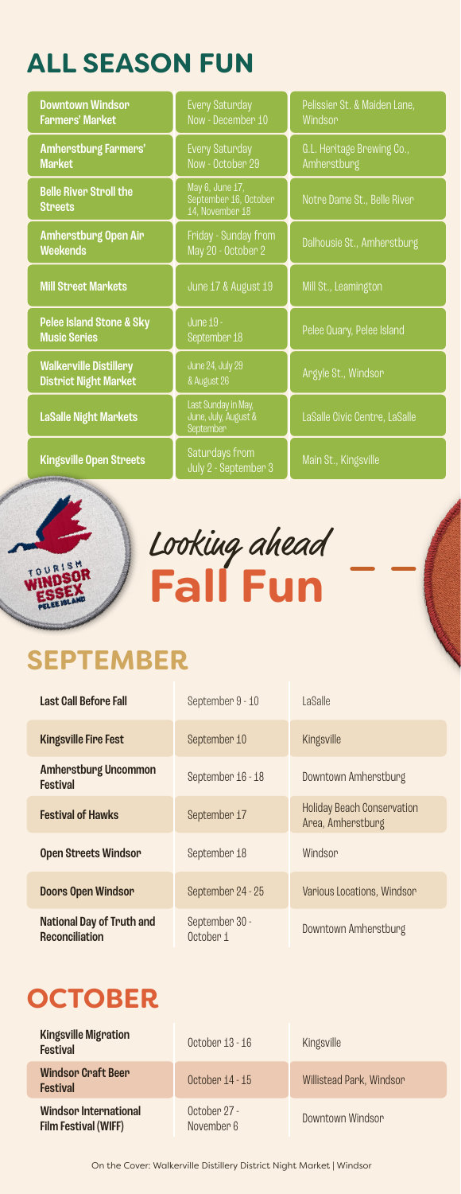## ALL SEASON FUN

| | | |
|---|---|---|
| **Downtown Windsor Farmers' Market** | Every Saturday Now - December 10 | Pelissier St. & Maiden Lane, Windsor |
| **Amherstburg Farmers' Market** | Every Saturday Now - October 29 | G.L. Heritage Brewing Co., Amherstburg |
| **Belle River Stroll the Streets** | May 6, June 17, September 16, October 14, November 18 | Notre Dame St., Belle River |
| **Amherstburg Open Air Weekends** | Friday - Sunday from May 20 - October 2 | Dalhousie St., Amherstburg |
| **Mill Street Markets** | June 17 & August 19 | Mill St., Leamington |
| **Pelee Island Stone & Sky Music Series** | June 19 - September 18 | Pelee Quary, Pelee Island |
| **Walkerville Distillery District Night Market** | June 24, July 29 & August 26 | Argyle St., Windsor |
| **LaSalle Night Markets** | Last Sunday in May, June, July, August & September | LaSalle Civic Centre, LaSalle |
| **Kingsville Open Streets** | Saturdays from July 2 - September 3 | Main St., Kingsville |

TOURISM WINDSOR ESSEX PELEE ISLAND

*Looking ahead*

# Fall Fun

## SEPTEMBER

| | | |
|---|---|---|
| **Last Call Before Fall** | September 9 - 10 | LaSalle |
| **Kingsville Fire Fest** | September 10 | Kingsville |
| **Amherstburg Uncommon Festival** | September 16 - 18 | Downtown Amherstburg |
| **Festival of Hawks** | September 17 | Holiday Beach Conservation Area, Amherstburg |
| **Open Streets Windsor** | September 18 | Windsor |
| **Doors Open Windsor** | September 24 - 25 | Various Locations, Windsor |
| **National Day of Truth and Reconciliation** | September 30 - October 1 | Downtown Amherstburg |

## OCTOBER

| | | |
|---|---|---|
| **Kingsville Migration Festival** | October 13 - 16 | Kingsville |
| **Windsor Craft Beer Festival** | October 14 - 15 | Willistead Park, Windsor |
| **Windsor International Film Festival (WIFF)** | October 27 - November 6 | Downtown Windsor |

On the Cover: Walkerville Distillery District Night Market | Windsor